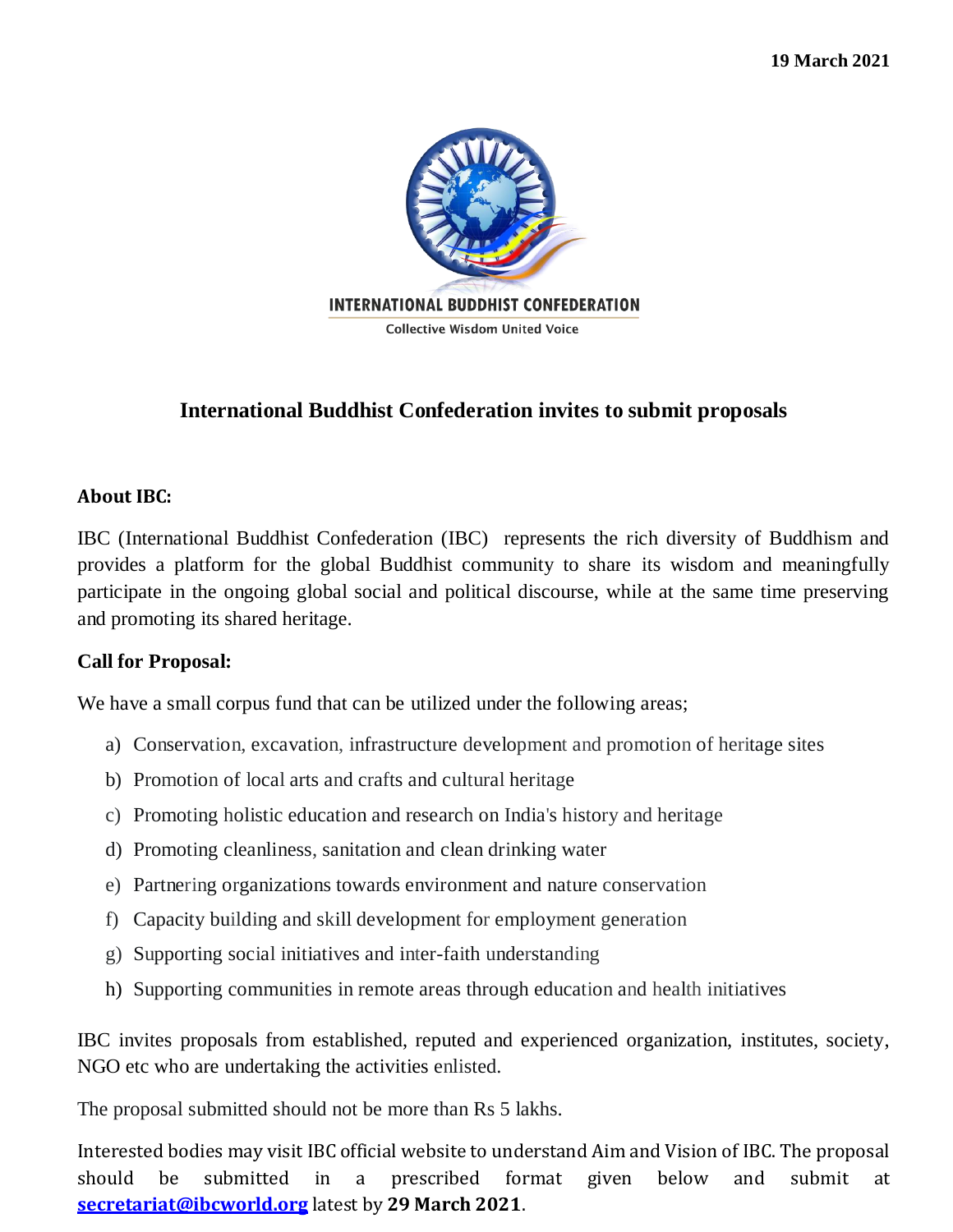**19 March 2021**

INTERNATIONAL BUDDHIST CONFEDERATION

Collective Wisdom United Voice

## International Buddhist Confederation invites to submit proposals

### About IBC:

IBC (International Buddhist Confederation (IBC) represents the rich diversity of Buddhism and provides a platform for the global Buddhist community to share its wisdom and meaningfully participate in the ongoing global social and political discourse, while at the same time preserving and promoting its shared heritage.

### Call for Proposal:

We have a small corpus fund that can be utilized under the following areas;

a) Conservation, excavation, infrastructure development and promotion of heritage sites
b) Promotion of local arts and crafts and cultural heritage
c) Promoting holistic education and research on India's history and heritage
d) Promoting cleanliness, sanitation and clean drinking water
e) Partnering organizations towards environment and nature conservation
f) Capacity building and skill development for employment generation
g) Supporting social initiatives and inter-faith understanding
h) Supporting communities in remote areas through education and health initiatives

IBC invites proposals from established, reputed and experienced organization, institutes, society, NGO etc who are undertaking the activities enlisted.

The proposal submitted should not be more than Rs 5 lakhs.

Interested bodies may visit IBC official website to understand Aim and Vision of IBC. The proposal should be submitted in a prescribed format given below and submit at **secretariat@ibcworld.org** latest by **29 March 2021**.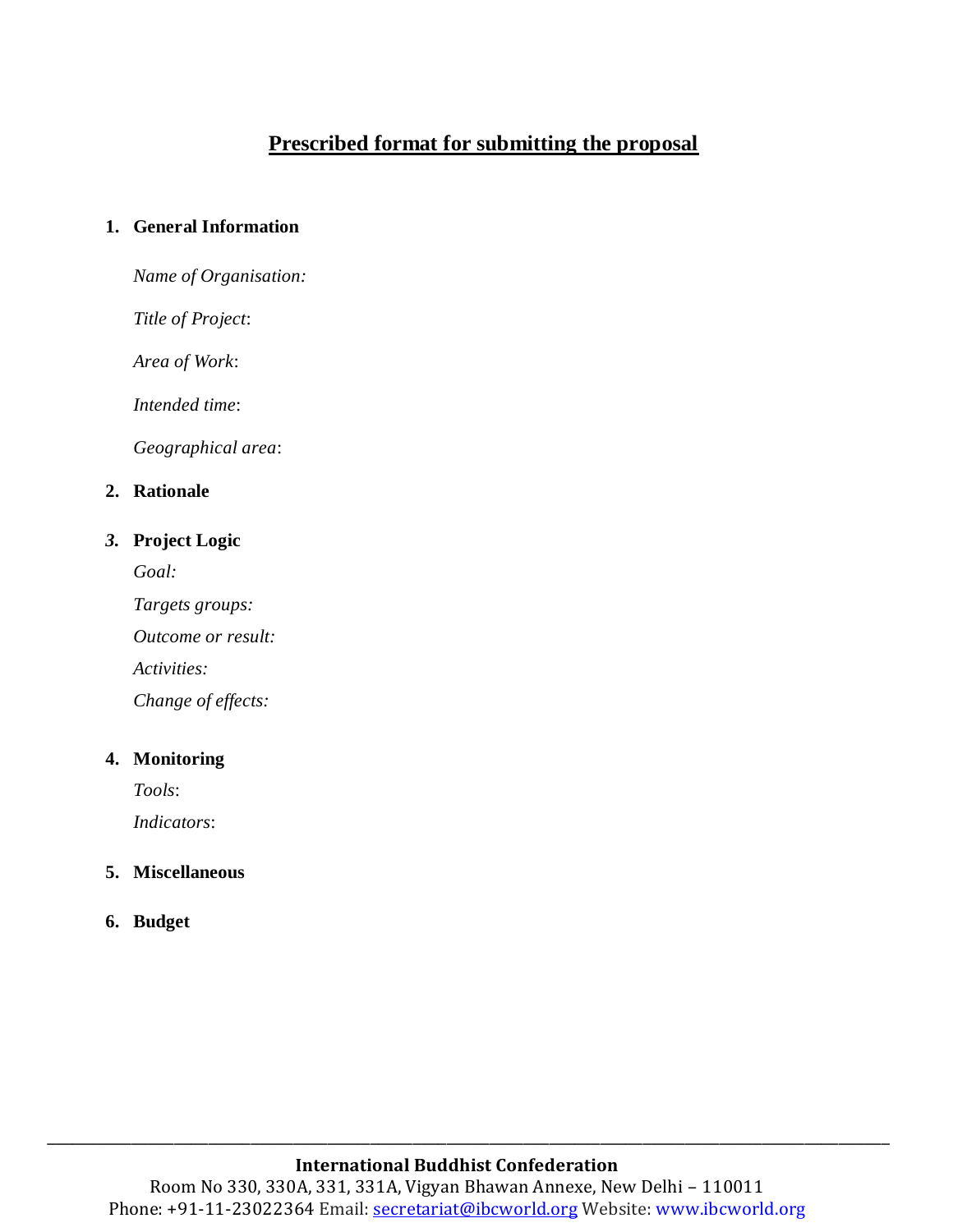## Prescribed format for submitting the proposal

1. **General Information**

   *Name of Organisation:*

   *Title of Project*:

   *Area of Work*:

   *Intended time*:

   *Geographical area*:

2. **Rationale**

3. **Project Logic**

   *Goal:*

   *Targets groups:*

   *Outcome or result:*

   *Activities:*

   *Change of effects:*

4. **Monitoring**

   *Tools*:

   *Indicators*:

5. **Miscellaneous**

6. **Budget**

---

**International Buddhist Confederation**
Room No 330, 330A, 331, 331A, Vigyan Bhawan Annexe, New Delhi – 110011
Phone: +91-11-23022364 Email: secretariat@ibcworld.org Website: www.ibcworld.org